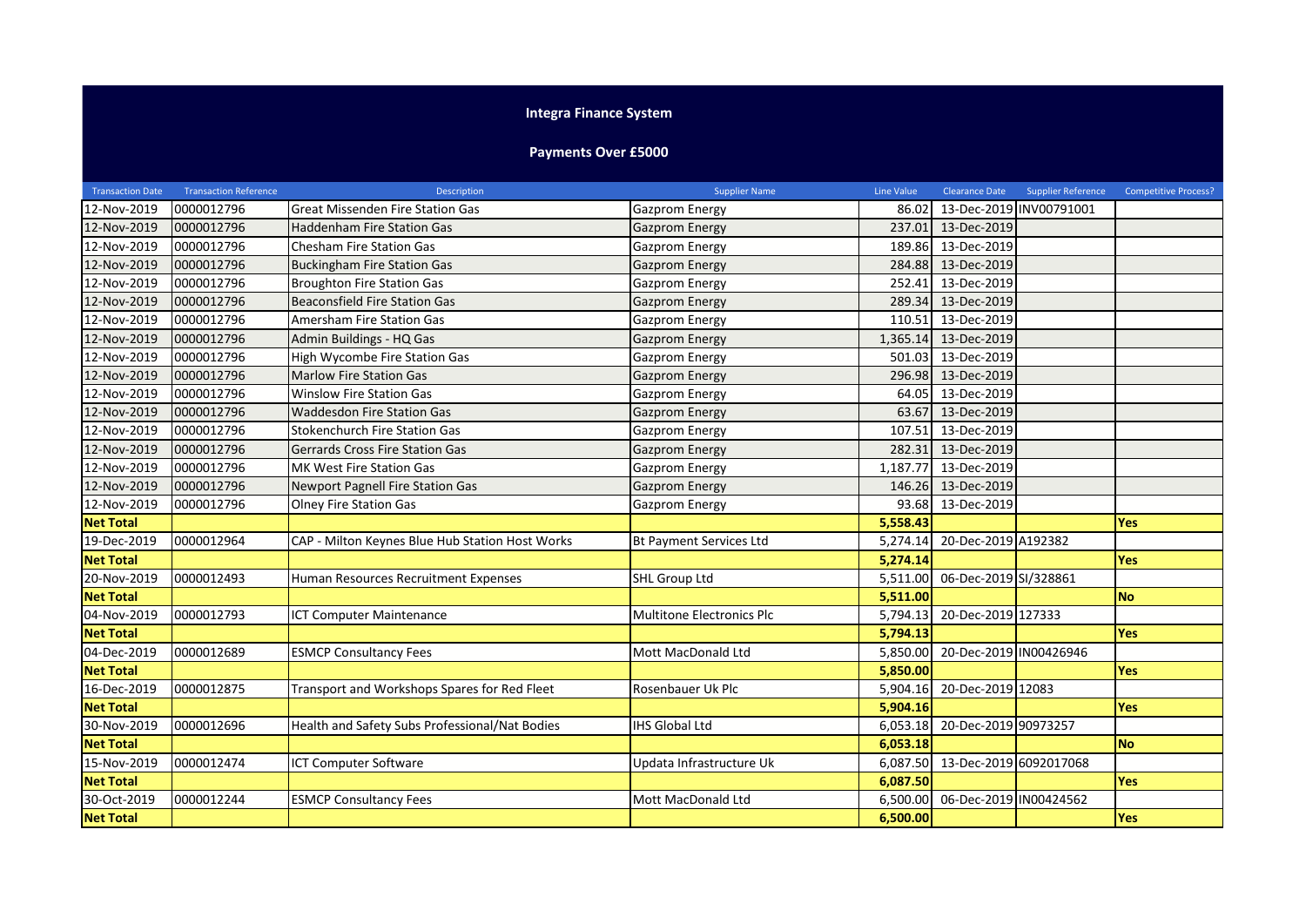# Integra Finance System

## Payments Over £5000

| Transaction Date | Transaction Reference | Description | Supplier Name | Line Value | Clearance Date | Supplier Reference | Competitive Process? |
|---|---|---|---|---|---|---|---|
| 12-Nov-2019 | 0000012796 | Great Missenden Fire Station Gas | Gazprom Energy | 86.02 | 13-Dec-2019 | INV00791001 | |
| 12-Nov-2019 | 0000012796 | Haddenham Fire Station Gas | Gazprom Energy | 237.01 | 13-Dec-2019 | | |
| 12-Nov-2019 | 0000012796 | Chesham Fire Station Gas | Gazprom Energy | 189.86 | 13-Dec-2019 | | |
| 12-Nov-2019 | 0000012796 | Buckingham Fire Station Gas | Gazprom Energy | 284.88 | 13-Dec-2019 | | |
| 12-Nov-2019 | 0000012796 | Broughton Fire Station Gas | Gazprom Energy | 252.41 | 13-Dec-2019 | | |
| 12-Nov-2019 | 0000012796 | Beaconsfield Fire Station Gas | Gazprom Energy | 289.34 | 13-Dec-2019 | | |
| 12-Nov-2019 | 0000012796 | Amersham Fire Station Gas | Gazprom Energy | 110.51 | 13-Dec-2019 | | |
| 12-Nov-2019 | 0000012796 | Admin Buildings - HQ Gas | Gazprom Energy | 1,365.14 | 13-Dec-2019 | | |
| 12-Nov-2019 | 0000012796 | High Wycombe Fire Station Gas | Gazprom Energy | 501.03 | 13-Dec-2019 | | |
| 12-Nov-2019 | 0000012796 | Marlow Fire Station Gas | Gazprom Energy | 296.98 | 13-Dec-2019 | | |
| 12-Nov-2019 | 0000012796 | Winslow Fire Station Gas | Gazprom Energy | 64.05 | 13-Dec-2019 | | |
| 12-Nov-2019 | 0000012796 | Waddesdon Fire Station Gas | Gazprom Energy | 63.67 | 13-Dec-2019 | | |
| 12-Nov-2019 | 0000012796 | Stokenchurch Fire Station Gas | Gazprom Energy | 107.51 | 13-Dec-2019 | | |
| 12-Nov-2019 | 0000012796 | Gerrards Cross Fire Station Gas | Gazprom Energy | 282.31 | 13-Dec-2019 | | |
| 12-Nov-2019 | 0000012796 | MK West Fire Station Gas | Gazprom Energy | 1,187.77 | 13-Dec-2019 | | |
| 12-Nov-2019 | 0000012796 | Newport Pagnell Fire Station Gas | Gazprom Energy | 146.26 | 13-Dec-2019 | | |
| 12-Nov-2019 | 0000012796 | Olney Fire Station Gas | Gazprom Energy | 93.68 | 13-Dec-2019 | | |
| **Net Total** | | | | **5,558.43** | | | **Yes** |
| 19-Dec-2019 | 0000012964 | CAP - Milton Keynes Blue Hub Station Host Works | Bt Payment Services Ltd | 5,274.14 | 20-Dec-2019 | A192382 | |
| **Net Total** | | | | **5,274.14** | | | **Yes** |
| 20-Nov-2019 | 0000012493 | Human Resources Recruitment Expenses | SHL Group Ltd | 5,511.00 | 06-Dec-2019 | SI/328861 | |
| **Net Total** | | | | **5,511.00** | | | **No** |
| 04-Nov-2019 | 0000012793 | ICT Computer Maintenance | Multitone Electronics Plc | 5,794.13 | 20-Dec-2019 | 127333 | |
| **Net Total** | | | | **5,794.13** | | | **Yes** |
| 04-Dec-2019 | 0000012689 | ESMCP Consultancy Fees | Mott MacDonald Ltd | 5,850.00 | 20-Dec-2019 | IN00426946 | |
| **Net Total** | | | | **5,850.00** | | | **Yes** |
| 16-Dec-2019 | 0000012875 | Transport and Workshops Spares for Red Fleet | Rosenbauer Uk Plc | 5,904.16 | 20-Dec-2019 | 12083 | |
| **Net Total** | | | | **5,904.16** | | | **Yes** |
| 30-Nov-2019 | 0000012696 | Health and Safety Subs Professional/Nat Bodies | IHS Global Ltd | 6,053.18 | 20-Dec-2019 | 90973257 | |
| **Net Total** | | | | **6,053.18** | | | **No** |
| 15-Nov-2019 | 0000012474 | ICT Computer Software | Updata Infrastructure Uk | 6,087.50 | 13-Dec-2019 | 6092017068 | |
| **Net Total** | | | | **6,087.50** | | | **Yes** |
| 30-Oct-2019 | 0000012244 | ESMCP Consultancy Fees | Mott MacDonald Ltd | 6,500.00 | 06-Dec-2019 | IN00424562 | |
| **Net Total** | | | | **6,500.00** | | | **Yes** |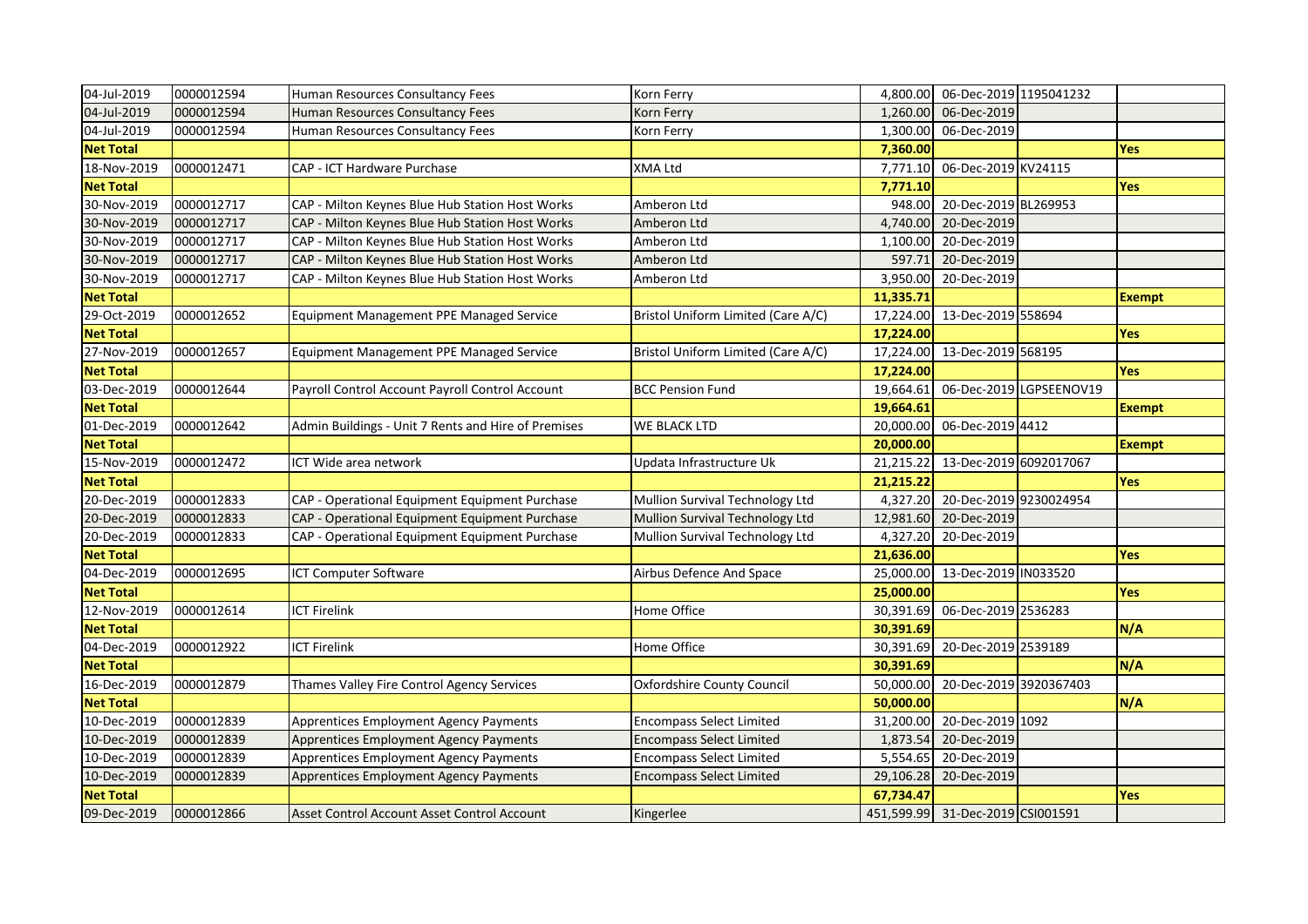| | | | | | | | |
|---|---|---|---|---|---|---|---|
| 04-Jul-2019 | 0000012594 | Human Resources Consultancy Fees | Korn Ferry | 4,800.00 | 06-Dec-2019 | 1195041232 | |
| 04-Jul-2019 | 0000012594 | Human Resources Consultancy Fees | Korn Ferry | 1,260.00 | 06-Dec-2019 | | |
| 04-Jul-2019 | 0000012594 | Human Resources Consultancy Fees | Korn Ferry | 1,300.00 | 06-Dec-2019 | | |
| **Net Total** | | | | **7,360.00** | | | **Yes** |
| 18-Nov-2019 | 0000012471 | CAP - ICT Hardware Purchase | XMA Ltd | 7,771.10 | 06-Dec-2019 | KV24115 | |
| **Net Total** | | | | **7,771.10** | | | **Yes** |
| 30-Nov-2019 | 0000012717 | CAP - Milton Keynes Blue Hub Station Host Works | Amberon Ltd | 948.00 | 20-Dec-2019 | BL269953 | |
| 30-Nov-2019 | 0000012717 | CAP - Milton Keynes Blue Hub Station Host Works | Amberon Ltd | 4,740.00 | 20-Dec-2019 | | |
| 30-Nov-2019 | 0000012717 | CAP - Milton Keynes Blue Hub Station Host Works | Amberon Ltd | 1,100.00 | 20-Dec-2019 | | |
| 30-Nov-2019 | 0000012717 | CAP - Milton Keynes Blue Hub Station Host Works | Amberon Ltd | 597.71 | 20-Dec-2019 | | |
| 30-Nov-2019 | 0000012717 | CAP - Milton Keynes Blue Hub Station Host Works | Amberon Ltd | 3,950.00 | 20-Dec-2019 | | |
| **Net Total** | | | | **11,335.71** | | | **Exempt** |
| 29-Oct-2019 | 0000012652 | Equipment Management PPE Managed Service | Bristol Uniform Limited (Care A/C) | 17,224.00 | 13-Dec-2019 | 558694 | |
| **Net Total** | | | | **17,224.00** | | | **Yes** |
| 27-Nov-2019 | 0000012657 | Equipment Management PPE Managed Service | Bristol Uniform Limited (Care A/C) | 17,224.00 | 13-Dec-2019 | 568195 | |
| **Net Total** | | | | **17,224.00** | | | **Yes** |
| 03-Dec-2019 | 0000012644 | Payroll Control Account Payroll Control Account | BCC Pension Fund | 19,664.61 | 06-Dec-2019 | LGPSEENOV19 | |
| **Net Total** | | | | **19,664.61** | | | **Exempt** |
| 01-Dec-2019 | 0000012642 | Admin Buildings - Unit 7 Rents and Hire of Premises | WE BLACK LTD | 20,000.00 | 06-Dec-2019 | 4412 | |
| **Net Total** | | | | **20,000.00** | | | **Exempt** |
| 15-Nov-2019 | 0000012472 | ICT Wide area network | Updata Infrastructure Uk | 21,215.22 | 13-Dec-2019 | 6092017067 | |
| **Net Total** | | | | **21,215.22** | | | **Yes** |
| 20-Dec-2019 | 0000012833 | CAP - Operational Equipment Equipment Purchase | Mullion Survival Technology Ltd | 4,327.20 | 20-Dec-2019 | 9230024954 | |
| 20-Dec-2019 | 0000012833 | CAP - Operational Equipment Equipment Purchase | Mullion Survival Technology Ltd | 12,981.60 | 20-Dec-2019 | | |
| 20-Dec-2019 | 0000012833 | CAP - Operational Equipment Equipment Purchase | Mullion Survival Technology Ltd | 4,327.20 | 20-Dec-2019 | | |
| **Net Total** | | | | **21,636.00** | | | **Yes** |
| 04-Dec-2019 | 0000012695 | ICT Computer Software | Airbus Defence And Space | 25,000.00 | 13-Dec-2019 | IN033520 | |
| **Net Total** | | | | **25,000.00** | | | **Yes** |
| 12-Nov-2019 | 0000012614 | ICT Firelink | Home Office | 30,391.69 | 06-Dec-2019 | 2536283 | |
| **Net Total** | | | | **30,391.69** | | | **N/A** |
| 04-Dec-2019 | 0000012922 | ICT Firelink | Home Office | 30,391.69 | 20-Dec-2019 | 2539189 | |
| **Net Total** | | | | **30,391.69** | | | **N/A** |
| 16-Dec-2019 | 0000012879 | Thames Valley Fire Control Agency Services | Oxfordshire County Council | 50,000.00 | 20-Dec-2019 | 3920367403 | |
| **Net Total** | | | | **50,000.00** | | | **N/A** |
| 10-Dec-2019 | 0000012839 | Apprentices Employment Agency Payments | Encompass Select Limited | 31,200.00 | 20-Dec-2019 | 1092 | |
| 10-Dec-2019 | 0000012839 | Apprentices Employment Agency Payments | Encompass Select Limited | 1,873.54 | 20-Dec-2019 | | |
| 10-Dec-2019 | 0000012839 | Apprentices Employment Agency Payments | Encompass Select Limited | 5,554.65 | 20-Dec-2019 | | |
| 10-Dec-2019 | 0000012839 | Apprentices Employment Agency Payments | Encompass Select Limited | 29,106.28 | 20-Dec-2019 | | |
| **Net Total** | | | | **67,734.47** | | | **Yes** |
| 09-Dec-2019 | 0000012866 | Asset Control Account Asset Control Account | Kingerlee | 451,599.99 | 31-Dec-2019 | CSI001591 | |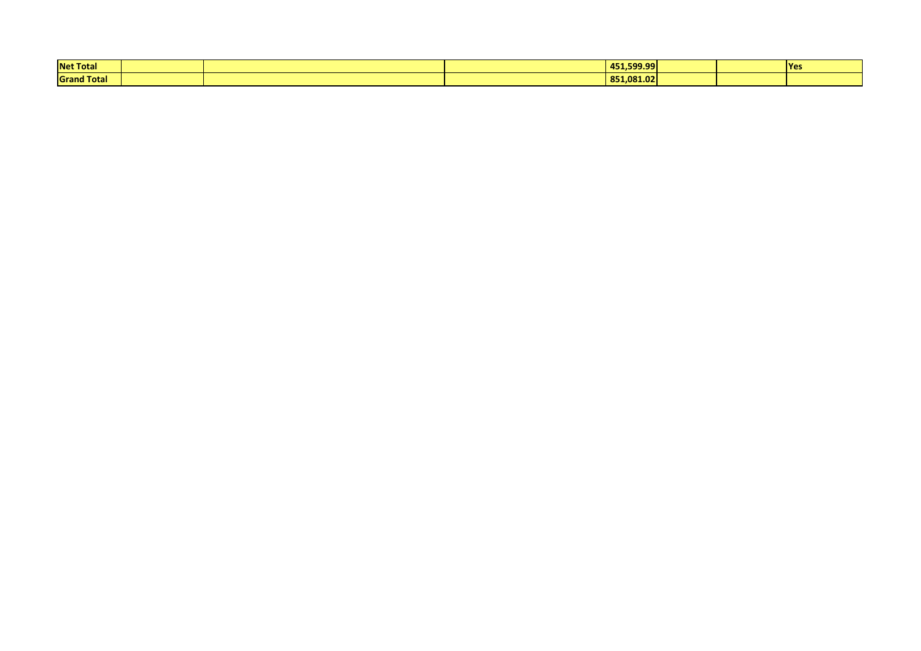| | | | | | | | |
|---|---|---|---|---|---|---|---|
| **Net Total** | | | | **451,599.99** | | | **Yes** |
| **Grand Total** | | | | **851,081.02** | | | |